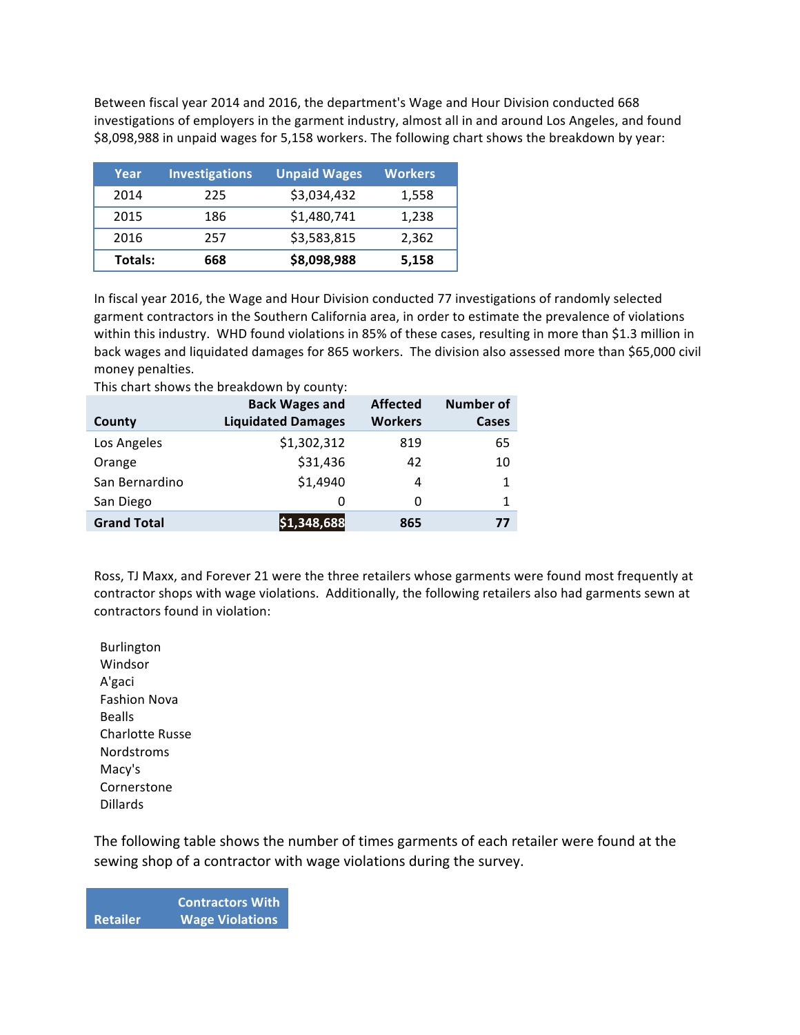Between fiscal year 2014 and 2016, the department's Wage and Hour Division conducted 668 investigations of employers in the garment industry, almost all in and around Los Angeles, and found $8,098,988 in unpaid wages for 5,158 workers. The following chart shows the breakdown by year:

| Year | Investigations | Unpaid Wages | Workers |
|---|---|---|---|
| 2014 | 225 | $3,034,432 | 1,558 |
| 2015 | 186 | $1,480,741 | 1,238 |
| 2016 | 257 | $3,583,815 | 2,362 |
| **Totals:** | **668** | **$8,098,988** | **5,158** |

In fiscal year 2016, the Wage and Hour Division conducted 77 investigations of randomly selected garment contractors in the Southern California area, in order to estimate the prevalence of violations within this industry. WHD found violations in 85% of these cases, resulting in more than $1.3 million in back wages and liquidated damages for 865 workers. The division also assessed more than $65,000 civil money penalties.

This chart shows the breakdown by county:

| County | Back Wages and Liquidated Damages | Affected Workers | Number of Cases |
|---|---|---|---|
| Los Angeles | $1,302,312 | 819 | 65 |
| Orange | $31,436 | 42 | 10 |
| San Bernardino | $1,4940 | 4 | 1 |
| San Diego | 0 | 0 | 1 |
| **Grand Total** | **$1,348,688** | **865** | **77** |

Ross, TJ Maxx, and Forever 21 were the three retailers whose garments were found most frequently at contractor shops with wage violations. Additionally, the following retailers also had garments sewn at contractors found in violation:

Burlington
Windsor
A'gaci
Fashion Nova
Bealls
Charlotte Russe
Nordstroms
Macy's
Cornerstone
Dillards

The following table shows the number of times garments of each retailer were found at the sewing shop of a contractor with wage violations during the survey.

| Retailer | Contractors With Wage Violations |
|---|---|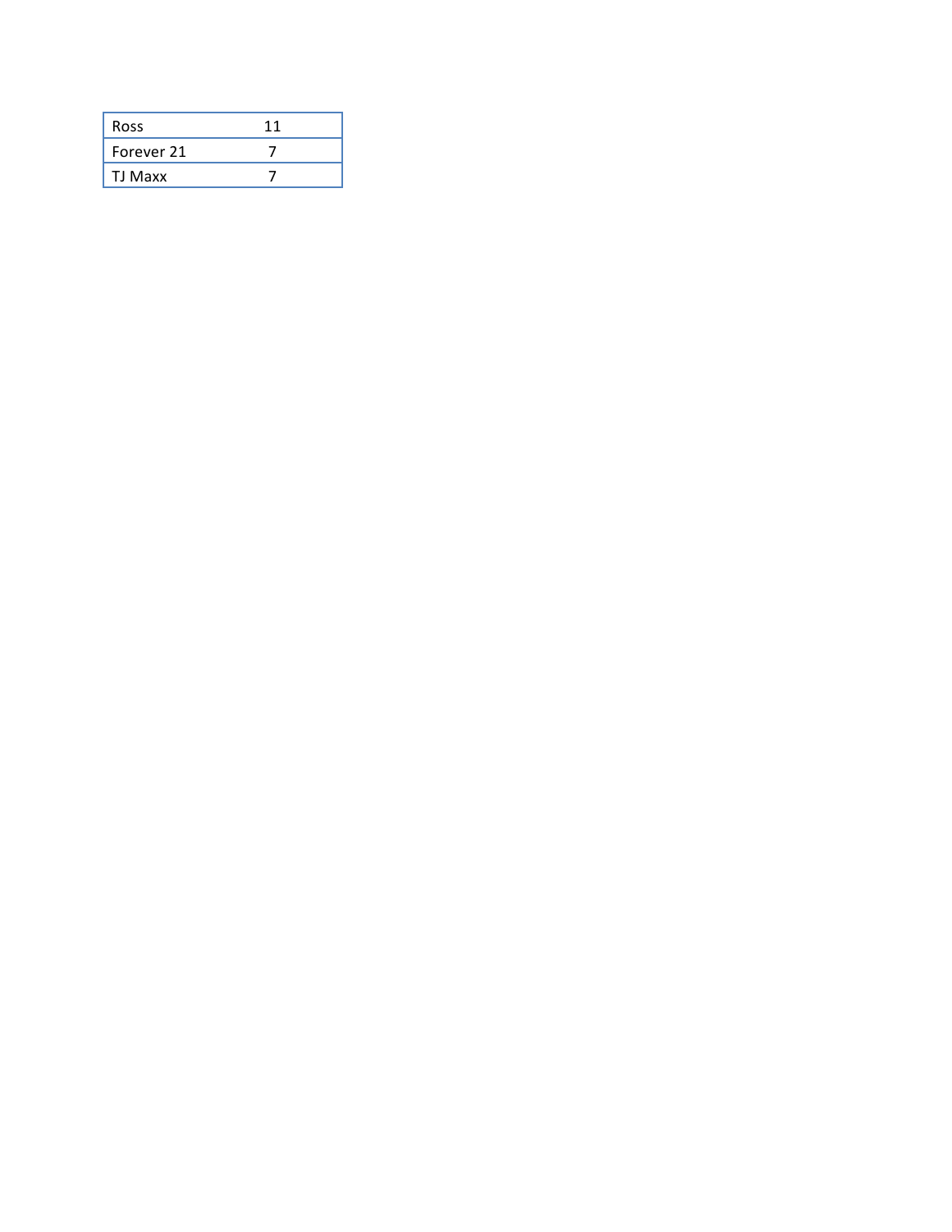| | |
|---|---|
| Ross | 11 |
| Forever 21 | 7 |
| TJ Maxx | 7 |